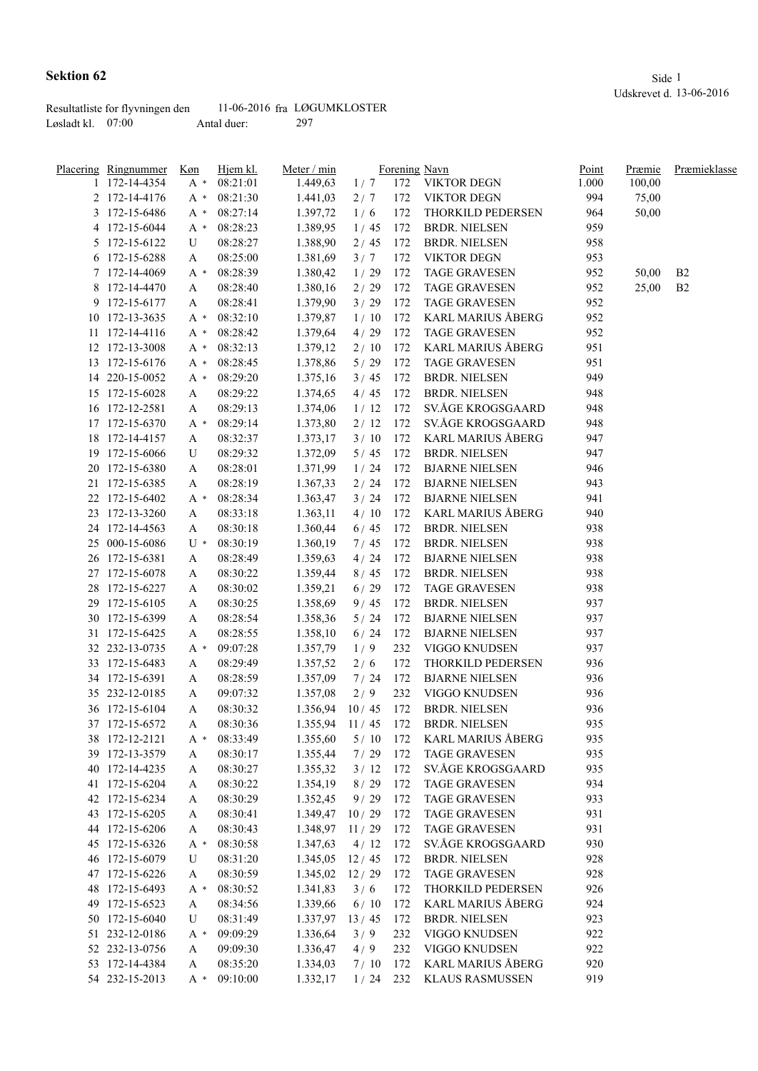# Sektion 62

Udskrevet d. 13-06-2016

Resultatliste for flyvningen den 11-06-2016 fra LØGUMKLOSTER
Løsladt kl. 07:00 Antal duer: 297

| Placering | Ringnummer | Køn | Hjem kl. | Meter / min | | Forening | Navn | Point | Præmie | Præmieklasse |
|---|---|---|---|---|---|---|---|---|---|---|
| 1 | 172-14-4354 | A * | 08:21:01 | 1.449,63 | 1 / 7 | 172 | VIKTOR DEGN | 1.000 | 100,00 | |
| 2 | 172-14-4176 | A * | 08:21:30 | 1.441,03 | 2 / 7 | 172 | VIKTOR DEGN | 994 | 75,00 | |
| 3 | 172-15-6486 | A * | 08:27:14 | 1.397,72 | 1 / 6 | 172 | THORKILD PEDERSEN | 964 | 50,00 | |
| 4 | 172-15-6044 | A * | 08:28:23 | 1.389,95 | 1 / 45 | 172 | BRDR. NIELSEN | 959 | | |
| 5 | 172-15-6122 | U | 08:28:27 | 1.388,90 | 2 / 45 | 172 | BRDR. NIELSEN | 958 | | |
| 6 | 172-15-6288 | A | 08:25:00 | 1.381,69 | 3 / 7 | 172 | VIKTOR DEGN | 953 | | |
| 7 | 172-14-4069 | A * | 08:28:39 | 1.380,42 | 1 / 29 | 172 | TAGE GRAVESEN | 952 | 50,00 | B2 |
| 8 | 172-14-4470 | A | 08:28:40 | 1.380,16 | 2 / 29 | 172 | TAGE GRAVESEN | 952 | 25,00 | B2 |
| 9 | 172-15-6177 | A | 08:28:41 | 1.379,90 | 3 / 29 | 172 | TAGE GRAVESEN | 952 | | |
| 10 | 172-13-3635 | A * | 08:32:10 | 1.379,87 | 1 / 10 | 172 | KARL MARIUS ÅBERG | 952 | | |
| 11 | 172-14-4116 | A * | 08:28:42 | 1.379,64 | 4 / 29 | 172 | TAGE GRAVESEN | 952 | | |
| 12 | 172-13-3008 | A * | 08:32:13 | 1.379,12 | 2 / 10 | 172 | KARL MARIUS ÅBERG | 951 | | |
| 13 | 172-15-6176 | A * | 08:28:45 | 1.378,86 | 5 / 29 | 172 | TAGE GRAVESEN | 951 | | |
| 14 | 220-15-0052 | A * | 08:29:20 | 1.375,16 | 3 / 45 | 172 | BRDR. NIELSEN | 949 | | |
| 15 | 172-15-6028 | A | 08:29:22 | 1.374,65 | 4 / 45 | 172 | BRDR. NIELSEN | 948 | | |
| 16 | 172-12-2581 | A | 08:29:13 | 1.374,06 | 1 / 12 | 172 | SV.ÅGE KROGSGAARD | 948 | | |
| 17 | 172-15-6370 | A * | 08:29:14 | 1.373,80 | 2 / 12 | 172 | SV.ÅGE KROGSGAARD | 948 | | |
| 18 | 172-14-4157 | A | 08:32:37 | 1.373,17 | 3 / 10 | 172 | KARL MARIUS ÅBERG | 947 | | |
| 19 | 172-15-6066 | U | 08:29:32 | 1.372,09 | 5 / 45 | 172 | BRDR. NIELSEN | 947 | | |
| 20 | 172-15-6380 | A | 08:28:01 | 1.371,99 | 1 / 24 | 172 | BJARNE NIELSEN | 946 | | |
| 21 | 172-15-6385 | A | 08:28:19 | 1.367,33 | 2 / 24 | 172 | BJARNE NIELSEN | 943 | | |
| 22 | 172-15-6402 | A * | 08:28:34 | 1.363,47 | 3 / 24 | 172 | BJARNE NIELSEN | 941 | | |
| 23 | 172-13-3260 | A | 08:33:18 | 1.363,11 | 4 / 10 | 172 | KARL MARIUS ÅBERG | 940 | | |
| 24 | 172-14-4563 | A | 08:30:18 | 1.360,44 | 6 / 45 | 172 | BRDR. NIELSEN | 938 | | |
| 25 | 000-15-6086 | U * | 08:30:19 | 1.360,19 | 7 / 45 | 172 | BRDR. NIELSEN | 938 | | |
| 26 | 172-15-6381 | A | 08:28:49 | 1.359,63 | 4 / 24 | 172 | BJARNE NIELSEN | 938 | | |
| 27 | 172-15-6078 | A | 08:30:22 | 1.359,44 | 8 / 45 | 172 | BRDR. NIELSEN | 938 | | |
| 28 | 172-15-6227 | A | 08:30:02 | 1.359,21 | 6 / 29 | 172 | TAGE GRAVESEN | 938 | | |
| 29 | 172-15-6105 | A | 08:30:25 | 1.358,69 | 9 / 45 | 172 | BRDR. NIELSEN | 937 | | |
| 30 | 172-15-6399 | A | 08:28:54 | 1.358,36 | 5 / 24 | 172 | BJARNE NIELSEN | 937 | | |
| 31 | 172-15-6425 | A | 08:28:55 | 1.358,10 | 6 / 24 | 172 | BJARNE NIELSEN | 937 | | |
| 32 | 232-13-0735 | A * | 09:07:28 | 1.357,79 | 1 / 9 | 232 | VIGGO KNUDSEN | 937 | | |
| 33 | 172-15-6483 | A | 08:29:49 | 1.357,52 | 2 / 6 | 172 | THORKILD PEDERSEN | 936 | | |
| 34 | 172-15-6391 | A | 08:28:59 | 1.357,09 | 7 / 24 | 172 | BJARNE NIELSEN | 936 | | |
| 35 | 232-12-0185 | A | 09:07:32 | 1.357,08 | 2 / 9 | 232 | VIGGO KNUDSEN | 936 | | |
| 36 | 172-15-6104 | A | 08:30:32 | 1.356,94 | 10 / 45 | 172 | BRDR. NIELSEN | 936 | | |
| 37 | 172-15-6572 | A | 08:30:36 | 1.355,94 | 11 / 45 | 172 | BRDR. NIELSEN | 935 | | |
| 38 | 172-12-2121 | A * | 08:33:49 | 1.355,60 | 5 / 10 | 172 | KARL MARIUS ÅBERG | 935 | | |
| 39 | 172-13-3579 | A | 08:30:17 | 1.355,44 | 7 / 29 | 172 | TAGE GRAVESEN | 935 | | |
| 40 | 172-14-4235 | A | 08:30:27 | 1.355,32 | 3 / 12 | 172 | SV.ÅGE KROGSGAARD | 935 | | |
| 41 | 172-15-6204 | A | 08:30:22 | 1.354,19 | 8 / 29 | 172 | TAGE GRAVESEN | 934 | | |
| 42 | 172-15-6234 | A | 08:30:29 | 1.352,45 | 9 / 29 | 172 | TAGE GRAVESEN | 933 | | |
| 43 | 172-15-6205 | A | 08:30:41 | 1.349,47 | 10 / 29 | 172 | TAGE GRAVESEN | 931 | | |
| 44 | 172-15-6206 | A | 08:30:43 | 1.348,97 | 11 / 29 | 172 | TAGE GRAVESEN | 931 | | |
| 45 | 172-15-6326 | A * | 08:30:58 | 1.347,63 | 4 / 12 | 172 | SV.ÅGE KROGSGAARD | 930 | | |
| 46 | 172-15-6079 | U | 08:31:20 | 1.345,05 | 12 / 45 | 172 | BRDR. NIELSEN | 928 | | |
| 47 | 172-15-6226 | A | 08:30:59 | 1.345,02 | 12 / 29 | 172 | TAGE GRAVESEN | 928 | | |
| 48 | 172-15-6493 | A * | 08:30:52 | 1.341,83 | 3 / 6 | 172 | THORKILD PEDERSEN | 926 | | |
| 49 | 172-15-6523 | A | 08:34:56 | 1.339,66 | 6 / 10 | 172 | KARL MARIUS ÅBERG | 924 | | |
| 50 | 172-15-6040 | U | 08:31:49 | 1.337,97 | 13 / 45 | 172 | BRDR. NIELSEN | 923 | | |
| 51 | 232-12-0186 | A * | 09:09:29 | 1.336,64 | 3 / 9 | 232 | VIGGO KNUDSEN | 922 | | |
| 52 | 232-13-0756 | A | 09:09:30 | 1.336,47 | 4 / 9 | 232 | VIGGO KNUDSEN | 922 | | |
| 53 | 172-14-4384 | A | 08:35:20 | 1.334,03 | 7 / 10 | 172 | KARL MARIUS ÅBERG | 920 | | |
| 54 | 232-15-2013 | A * | 09:10:00 | 1.332,17 | 1 / 24 | 232 | KLAUS RASMUSSEN | 919 | | |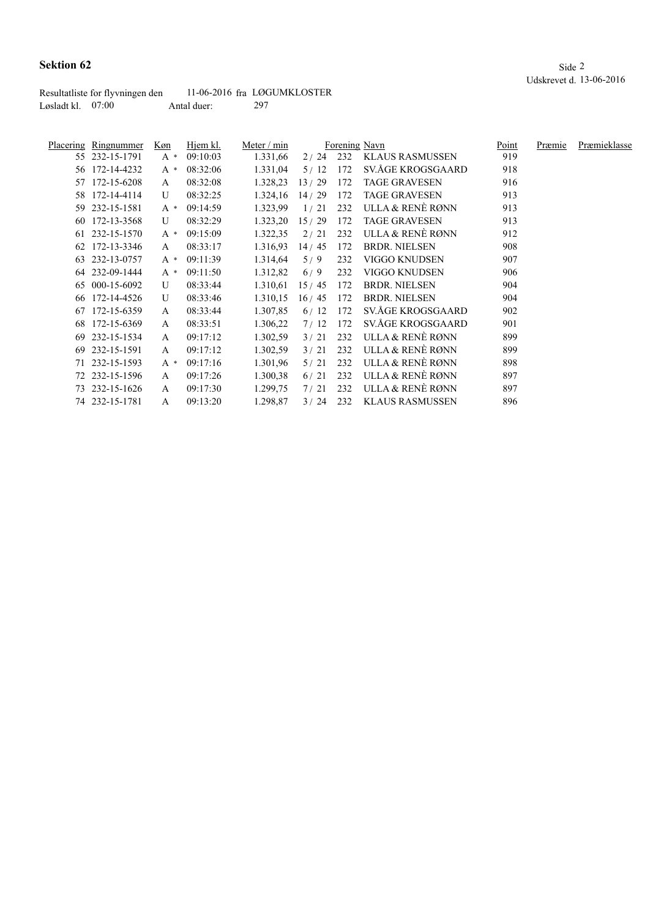**Sektion 62**

Resultatliste for flyvningen den 11-06-2016 fra LØGUMKLOSTER
Løsladt kl. 07:00 Antal duer: 297

| Placering | Ringnummer | Køn | Hjem kl. | Meter / min | | Forening | Navn | Point | Præmie | Præmieklasse |
|---|---|---|---|---|---|---|---|---|---|---|
| 55 | 232-15-1791 | A * | 09:10:03 | 1.331,66 | 2 / 24 | 232 | KLAUS RASMUSSEN | 919 | | |
| 56 | 172-14-4232 | A * | 08:32:06 | 1.331,04 | 5 / 12 | 172 | SV.ÅGE KROGSGAARD | 918 | | |
| 57 | 172-15-6208 | A | 08:32:08 | 1.328,23 | 13 / 29 | 172 | TAGE GRAVESEN | 916 | | |
| 58 | 172-14-4114 | U | 08:32:25 | 1.324,16 | 14 / 29 | 172 | TAGE GRAVESEN | 913 | | |
| 59 | 232-15-1581 | A * | 09:14:59 | 1.323,99 | 1 / 21 | 232 | ULLA & RENÈ RØNN | 913 | | |
| 60 | 172-13-3568 | U | 08:32:29 | 1.323,20 | 15 / 29 | 172 | TAGE GRAVESEN | 913 | | |
| 61 | 232-15-1570 | A * | 09:15:09 | 1.322,35 | 2 / 21 | 232 | ULLA & RENÈ RØNN | 912 | | |
| 62 | 172-13-3346 | A | 08:33:17 | 1.316,93 | 14 / 45 | 172 | BRDR. NIELSEN | 908 | | |
| 63 | 232-13-0757 | A * | 09:11:39 | 1.314,64 | 5 / 9 | 232 | VIGGO KNUDSEN | 907 | | |
| 64 | 232-09-1444 | A * | 09:11:50 | 1.312,82 | 6 / 9 | 232 | VIGGO KNUDSEN | 906 | | |
| 65 | 000-15-6092 | U | 08:33:44 | 1.310,61 | 15 / 45 | 172 | BRDR. NIELSEN | 904 | | |
| 66 | 172-14-4526 | U | 08:33:46 | 1.310,15 | 16 / 45 | 172 | BRDR. NIELSEN | 904 | | |
| 67 | 172-15-6359 | A | 08:33:44 | 1.307,85 | 6 / 12 | 172 | SV.ÅGE KROGSGAARD | 902 | | |
| 68 | 172-15-6369 | A | 08:33:51 | 1.306,22 | 7 / 12 | 172 | SV.ÅGE KROGSGAARD | 901 | | |
| 69 | 232-15-1534 | A | 09:17:12 | 1.302,59 | 3 / 21 | 232 | ULLA & RENÈ RØNN | 899 | | |
| 69 | 232-15-1591 | A | 09:17:12 | 1.302,59 | 3 / 21 | 232 | ULLA & RENÈ RØNN | 899 | | |
| 71 | 232-15-1593 | A * | 09:17:16 | 1.301,96 | 5 / 21 | 232 | ULLA & RENÈ RØNN | 898 | | |
| 72 | 232-15-1596 | A | 09:17:26 | 1.300,38 | 6 / 21 | 232 | ULLA & RENÈ RØNN | 897 | | |
| 73 | 232-15-1626 | A | 09:17:30 | 1.299,75 | 7 / 21 | 232 | ULLA & RENÈ RØNN | 897 | | |
| 74 | 232-15-1781 | A | 09:13:20 | 1.298,87 | 3 / 24 | 232 | KLAUS RASMUSSEN | 896 | | |